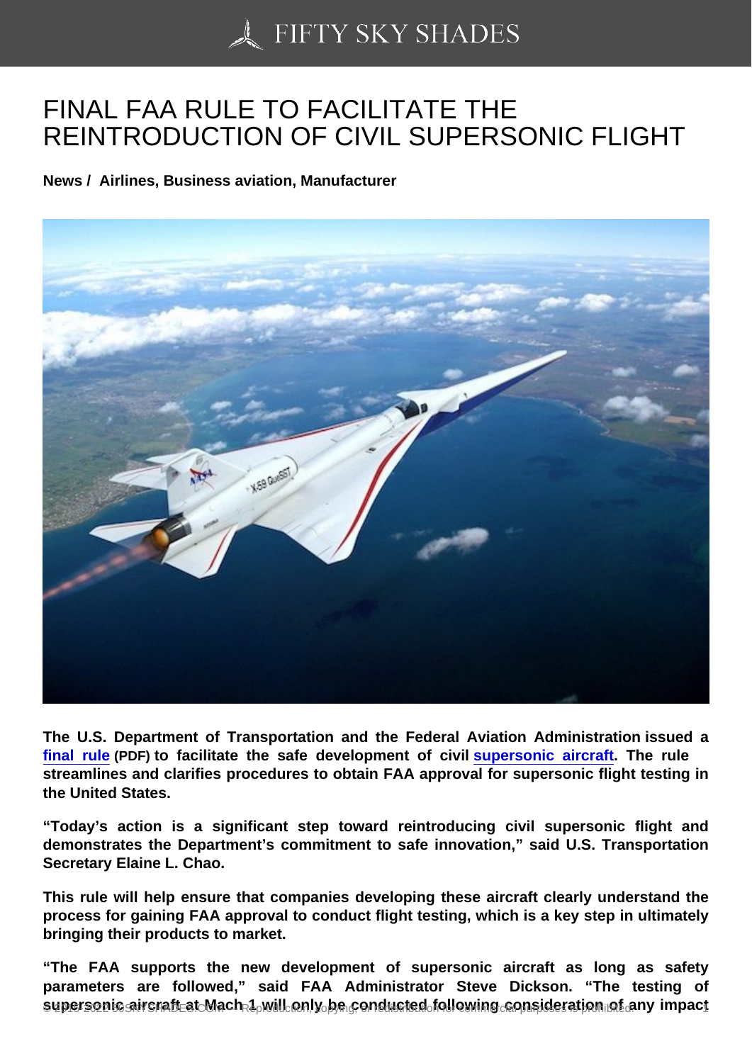# FINAL FAA RULE TO FACILITATE THE REINTRODUCTION OF CIVIL SUPERSONIC FLIGHT

**News / Airlines, Business aviation, Manufacturer**

**The U.S. Department of Transportation and the Federal Aviation Administration issued a final rule (PDF) to facilitate the safe development of civil supersonic aircraft. The rule streamlines and clarifies procedures to obtain FAA approval for supersonic flight testing in the United States.**

**"Today's action is a significant step toward reintroducing civil supersonic flight and demonstrates the Department's commitment to safe innovation," said U.S. Transportation Secretary Elaine L. Chao.**

**This rule will help ensure that companies developing these aircraft clearly understand the process for gaining FAA approval to conduct flight testing, which is a key step in ultimately bringing their products to market.**

**"The FAA supports the new development of supersonic aircraft as long as safety parameters are followed," said FAA Administrator Steve Dickson. "The testing of supersonic aircraft at Mach 1 will only be conducted following consideration of any impact**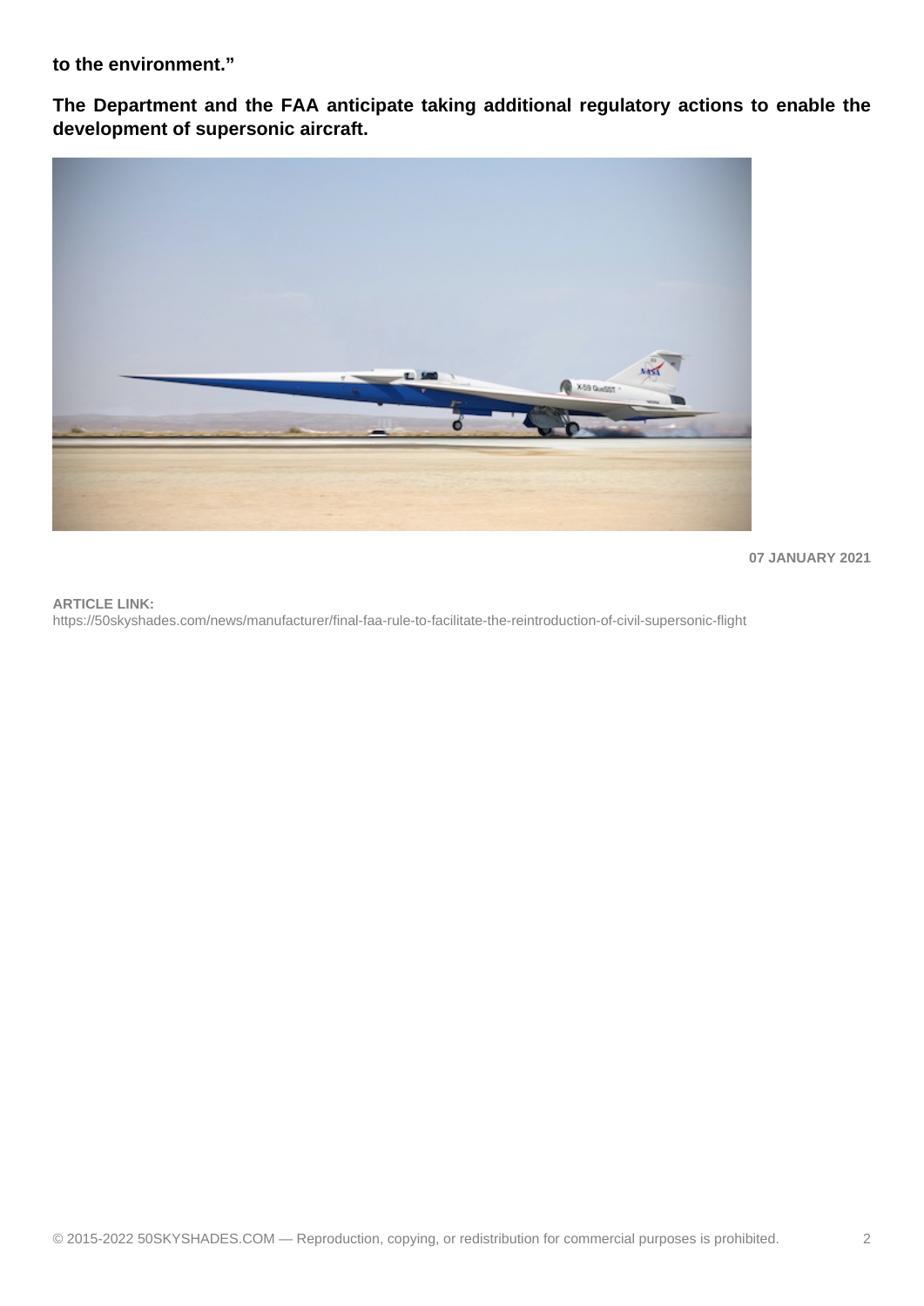**to the environment."**

**The Department and the FAA anticipate taking additional regulatory actions to enable the development of supersonic aircraft.**

**07 JANUARY 2021**

**ARTICLE LINK:**
https://50skyshades.com/news/manufacturer/final-faa-rule-to-facilitate-the-reintroduction-of-civil-supersonic-flight